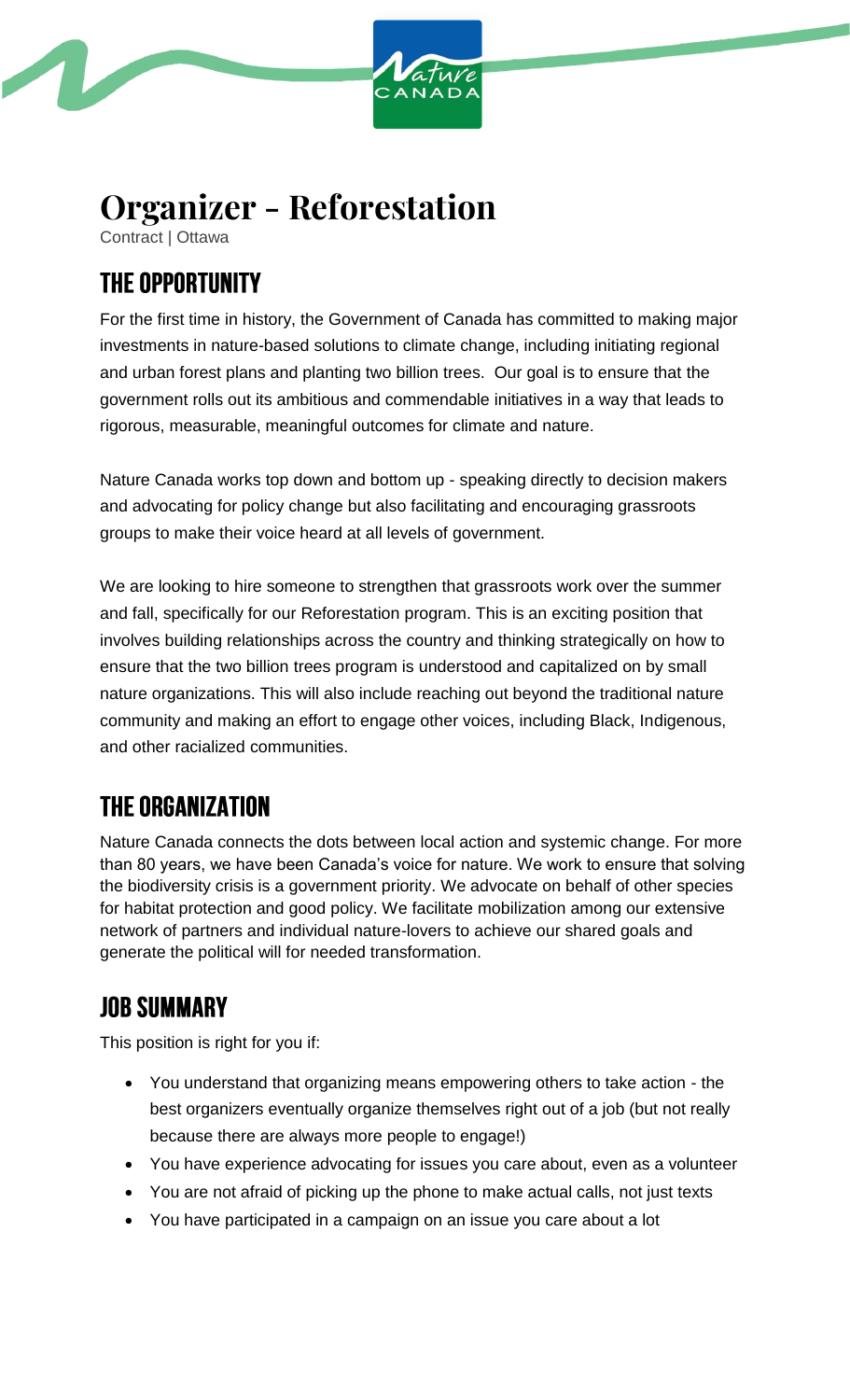# Organizer - Reforestation

Contract | Ottawa

## THE OPPORTUNITY

For the first time in history, the Government of Canada has committed to making major investments in nature-based solutions to climate change, including initiating regional and urban forest plans and planting two billion trees. Our goal is to ensure that the government rolls out its ambitious and commendable initiatives in a way that leads to rigorous, measurable, meaningful outcomes for climate and nature.

Nature Canada works top down and bottom up - speaking directly to decision makers and advocating for policy change but also facilitating and encouraging grassroots groups to make their voice heard at all levels of government.

We are looking to hire someone to strengthen that grassroots work over the summer and fall, specifically for our Reforestation program. This is an exciting position that involves building relationships across the country and thinking strategically on how to ensure that the two billion trees program is understood and capitalized on by small nature organizations. This will also include reaching out beyond the traditional nature community and making an effort to engage other voices, including Black, Indigenous, and other racialized communities.

## THE ORGANIZATION

Nature Canada connects the dots between local action and systemic change. For more than 80 years, we have been Canada's voice for nature. We work to ensure that solving the biodiversity crisis is a government priority. We advocate on behalf of other species for habitat protection and good policy. We facilitate mobilization among our extensive network of partners and individual nature-lovers to achieve our shared goals and generate the political will for needed transformation.

## JOB SUMMARY

This position is right for you if:

- You understand that organizing means empowering others to take action - the best organizers eventually organize themselves right out of a job (but not really because there are always more people to engage!)
- You have experience advocating for issues you care about, even as a volunteer
- You are not afraid of picking up the phone to make actual calls, not just texts
- You have participated in a campaign on an issue you care about a lot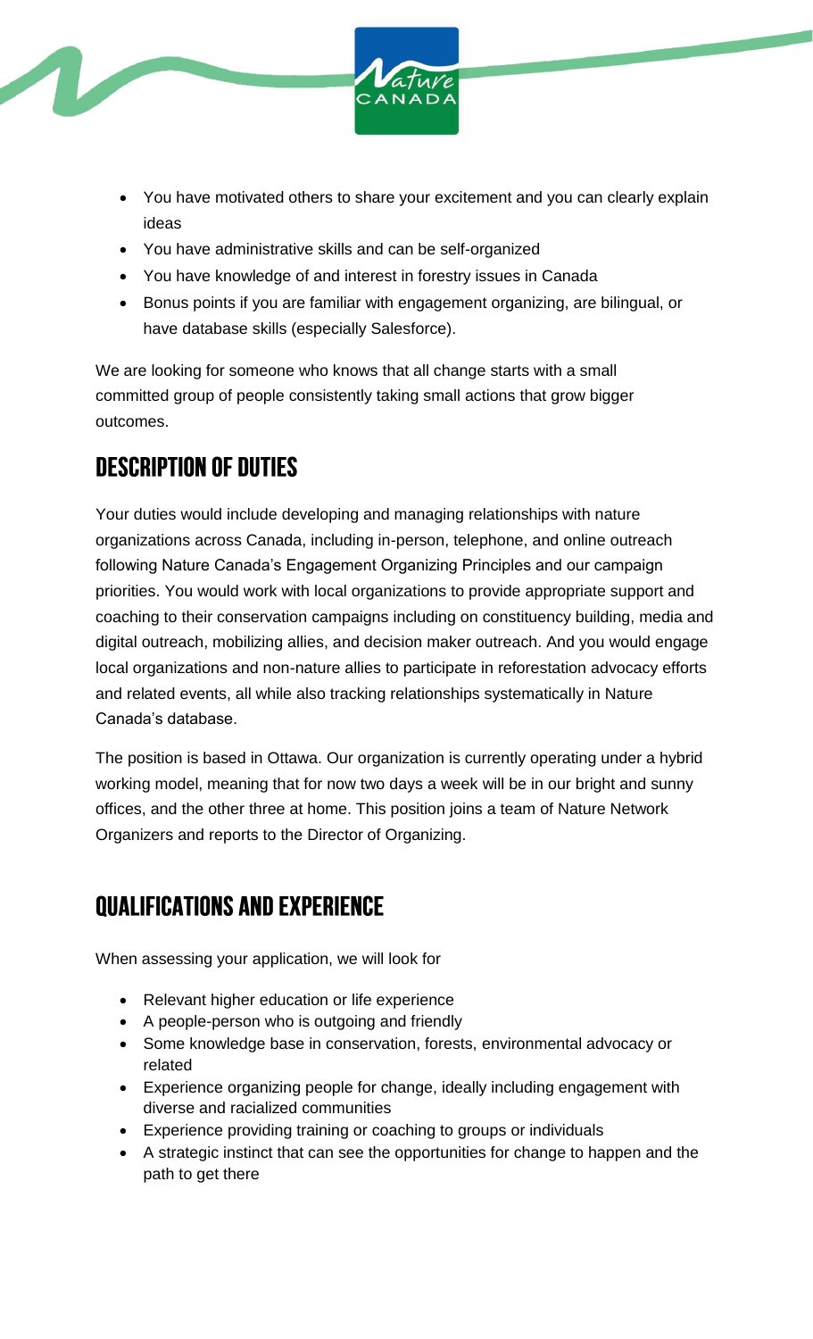- You have motivated others to share your excitement and you can clearly explain ideas
- You have administrative skills and can be self-organized
- You have knowledge of and interest in forestry issues in Canada
- Bonus points if you are familiar with engagement organizing, are bilingual, or have database skills (especially Salesforce).

We are looking for someone who knows that all change starts with a small committed group of people consistently taking small actions that grow bigger outcomes.

## DESCRIPTION OF DUTIES

Your duties would include developing and managing relationships with nature organizations across Canada, including in-person, telephone, and online outreach following Nature Canada's Engagement Organizing Principles and our campaign priorities. You would work with local organizations to provide appropriate support and coaching to their conservation campaigns including on constituency building, media and digital outreach, mobilizing allies, and decision maker outreach. And you would engage local organizations and non-nature allies to participate in reforestation advocacy efforts and related events, all while also tracking relationships systematically in Nature Canada's database.

The position is based in Ottawa. Our organization is currently operating under a hybrid working model, meaning that for now two days a week will be in our bright and sunny offices, and the other three at home. This position joins a team of Nature Network Organizers and reports to the Director of Organizing.

## QUALIFICATIONS AND EXPERIENCE

When assessing your application, we will look for

- Relevant higher education or life experience
- A people-person who is outgoing and friendly
- Some knowledge base in conservation, forests, environmental advocacy or related
- Experience organizing people for change, ideally including engagement with diverse and racialized communities
- Experience providing training or coaching to groups or individuals
- A strategic instinct that can see the opportunities for change to happen and the path to get there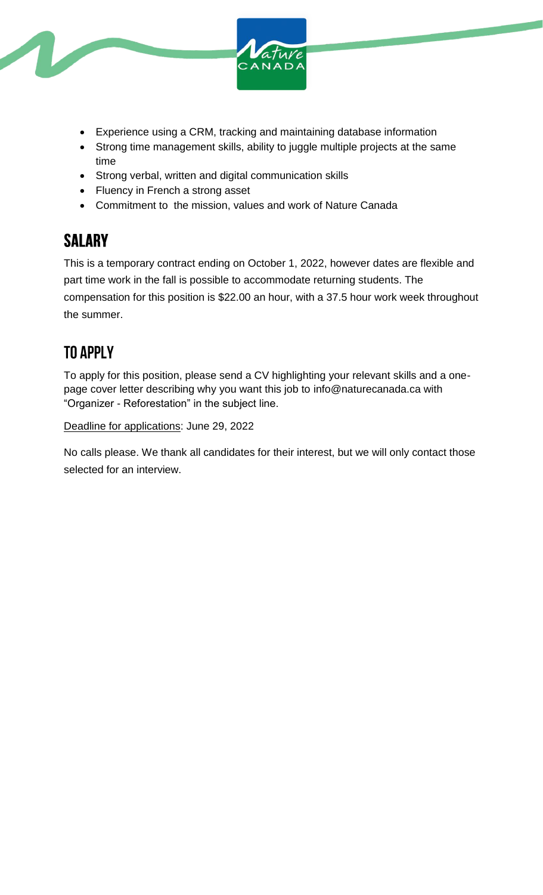- Experience using a CRM, tracking and maintaining database information
- Strong time management skills, ability to juggle multiple projects at the same time
- Strong verbal, written and digital communication skills
- Fluency in French a strong asset
- Commitment to the mission, values and work of Nature Canada

## SALARY

This is a temporary contract ending on October 1, 2022, however dates are flexible and part time work in the fall is possible to accommodate returning students. The compensation for this position is $22.00 an hour, with a 37.5 hour work week throughout the summer.

## TO APPLY

To apply for this position, please send a CV highlighting your relevant skills and a one-page cover letter describing why you want this job to info@naturecanada.ca with "Organizer - Reforestation" in the subject line.

Deadline for applications: June 29, 2022

No calls please. We thank all candidates for their interest, but we will only contact those selected for an interview.